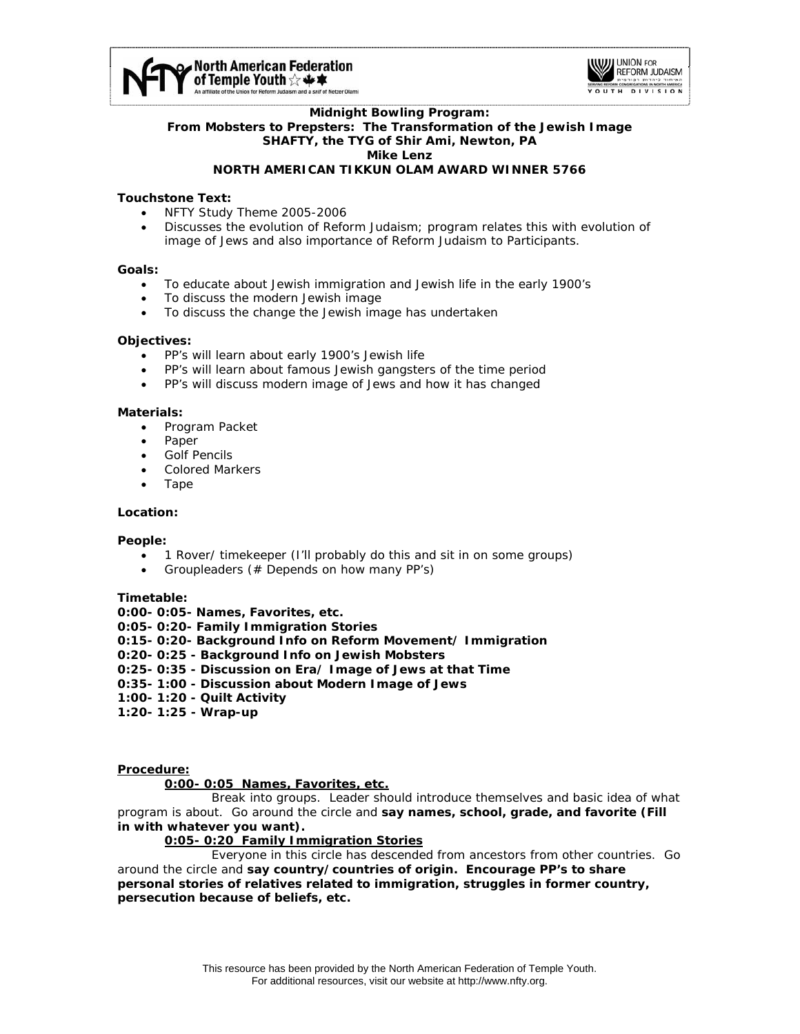**Midnight Bowling Program:**
**From Mobsters to Prepsters: The Transformation of the Jewish Image**
**SHAFTY, the TYG of Shir Ami, Newton, PA**
**Mike Lenz**
**NORTH AMERICAN TIKKUN OLAM AWARD WINNER 5766**

**Touchstone Text:**

- NFTY Study Theme 2005-2006
- Discusses the evolution of Reform Judaism; program relates this with evolution of image of Jews and also importance of Reform Judaism to Participants.

**Goals:**

- To educate about Jewish immigration and Jewish life in the early 1900's
- To discuss the modern Jewish image
- To discuss the change the Jewish image has undertaken

**Objectives:**

- PP's will learn about early 1900's Jewish life
- PP's will learn about famous Jewish gangsters of the time period
- PP's will discuss modern image of Jews and how it has changed

**Materials:**

- Program Packet
- Paper
- Golf Pencils
- Colored Markers
- Tape

**Location:**

**People:**

- 1 Rover/ timekeeper (I'll probably do this and sit in on some groups)
- Groupleaders (# Depends on how many PP's)

**Timetable:**

**0:00- 0:05- Names, Favorites, etc.**
**0:05- 0:20- Family Immigration Stories**
**0:15- 0:20- Background Info on Reform Movement/ Immigration**
**0:20- 0:25 - Background Info on Jewish Mobsters**
**0:25- 0:35 - Discussion on Era/ Image of Jews at that Time**
**0:35- 1:00 - Discussion about Modern Image of Jews**
**1:00- 1:20 - Quilt Activity**
**1:20- 1:25 - Wrap-up**

**Procedure:**

**0:00- 0:05 Names, Favorites, etc.**

Break into groups. Leader should introduce themselves and basic idea of what program is about. Go around the circle and **say names, school, grade, and favorite (Fill in with whatever you want).**

**0:05- 0:20 Family Immigration Stories**

Everyone in this circle has descended from ancestors from other countries. Go around the circle and **say country/countries of origin. Encourage PP's to share personal stories of relatives related to immigration, struggles in former country, persecution because of beliefs, etc.**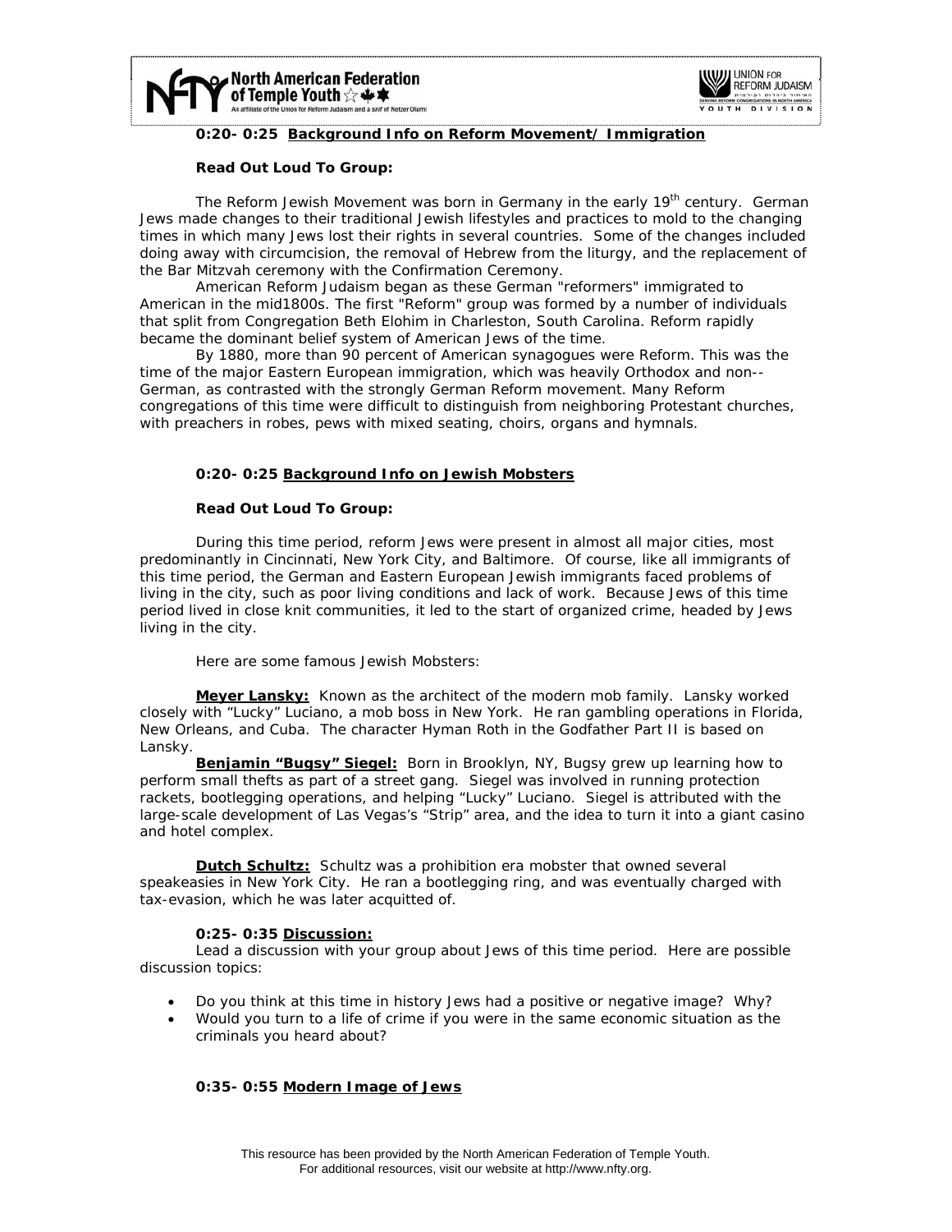**0:20- 0:25 Background Info on Reform Movement/ Immigration**

**Read Out Loud To Group:**

The Reform Jewish Movement was born in Germany in the early 19th century. German Jews made changes to their traditional Jewish lifestyles and practices to mold to the changing times in which many Jews lost their rights in several countries. Some of the changes included doing away with circumcision, the removal of Hebrew from the liturgy, and the replacement of the Bar Mitzvah ceremony with the Confirmation Ceremony.

American Reform Judaism began as these German "reformers" immigrated to American in the mid1800s. The first "Reform" group was formed by a number of individuals that split from Congregation Beth Elohim in Charleston, South Carolina. Reform rapidly became the dominant belief system of American Jews of the time.

By 1880, more than 90 percent of American synagogues were Reform. This was the time of the major Eastern European immigration, which was heavily Orthodox and non--German, as contrasted with the strongly German Reform movement. Many Reform congregations of this time were difficult to distinguish from neighboring Protestant churches, with preachers in robes, pews with mixed seating, choirs, organs and hymnals.

**0:20- 0:25 Background Info on Jewish Mobsters**

**Read Out Loud To Group:**

During this time period, reform Jews were present in almost all major cities, most predominantly in Cincinnati, New York City, and Baltimore. Of course, like all immigrants of this time period, the German and Eastern European Jewish immigrants faced problems of living in the city, such as poor living conditions and lack of work. Because Jews of this time period lived in close knit communities, it led to the start of organized crime, headed by Jews living in the city.

Here are some famous Jewish Mobsters:

**Meyer Lansky:** Known as the architect of the modern mob family. Lansky worked closely with "Lucky" Luciano, a mob boss in New York. He ran gambling operations in Florida, New Orleans, and Cuba. The character Hyman Roth in the Godfather Part II is based on Lansky.

**Benjamin "Bugsy" Siegel:** Born in Brooklyn, NY, Bugsy grew up learning how to perform small thefts as part of a street gang. Siegel was involved in running protection rackets, bootlegging operations, and helping "Lucky" Luciano. Siegel is attributed with the large-scale development of Las Vegas's "Strip" area, and the idea to turn it into a giant casino and hotel complex.

**Dutch Schultz:** Schultz was a prohibition era mobster that owned several speakeasies in New York City. He ran a bootlegging ring, and was eventually charged with tax-evasion, which he was later acquitted of.

**0:25- 0:35 Discussion:**

Lead a discussion with your group about Jews of this time period. Here are possible discussion topics:

- Do you think at this time in history Jews had a positive or negative image? Why?
- Would you turn to a life of crime if you were in the same economic situation as the criminals you heard about?

**0:35- 0:55 Modern Image of Jews**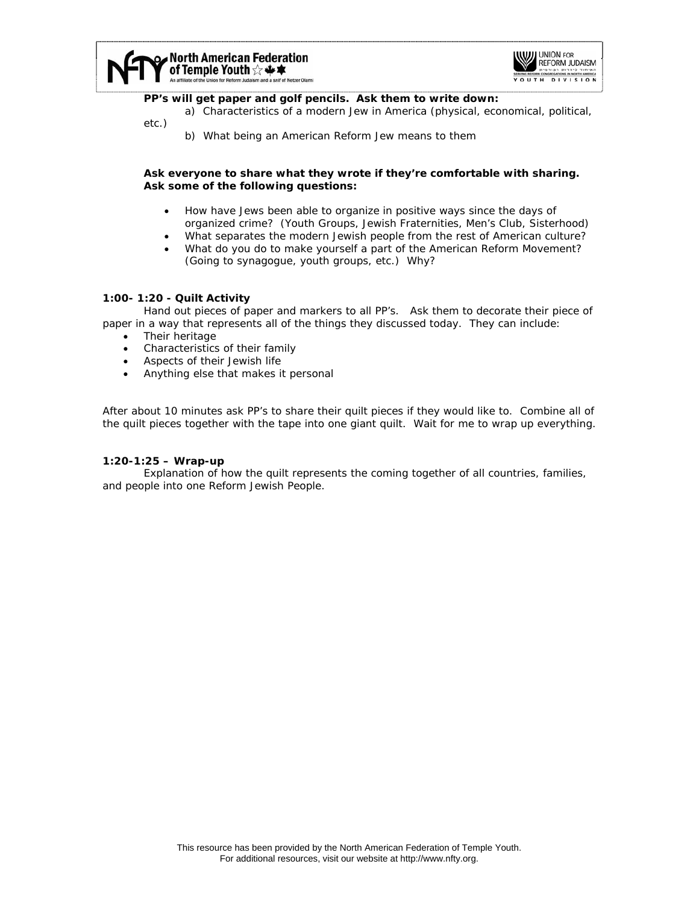**PP's will get paper and golf pencils. Ask them to write down:**

a) Characteristics of a modern Jew in America (physical, economical, political, etc.)

b) What being an American Reform Jew means to them

**Ask everyone to share what they wrote if they're comfortable with sharing. Ask some of the following questions:**

- How have Jews been able to organize in positive ways since the days of organized crime? (Youth Groups, Jewish Fraternities, Men's Club, Sisterhood)
- What separates the modern Jewish people from the rest of American culture?
- What do you do to make yourself a part of the American Reform Movement? (Going to synagogue, youth groups, etc.) Why?

**1:00- 1:20 - Quilt Activity**

Hand out pieces of paper and markers to all PP's. Ask them to decorate their piece of paper in a way that represents all of the things they discussed today. They can include:

- Their heritage
- Characteristics of their family
- Aspects of their Jewish life
- Anything else that makes it personal

After about 10 minutes ask PP's to share their quilt pieces if they would like to. Combine all of the quilt pieces together with the tape into one giant quilt. Wait for me to wrap up everything.

**1:20-1:25 – Wrap-up**

Explanation of how the quilt represents the coming together of all countries, families, and people into one Reform Jewish People.